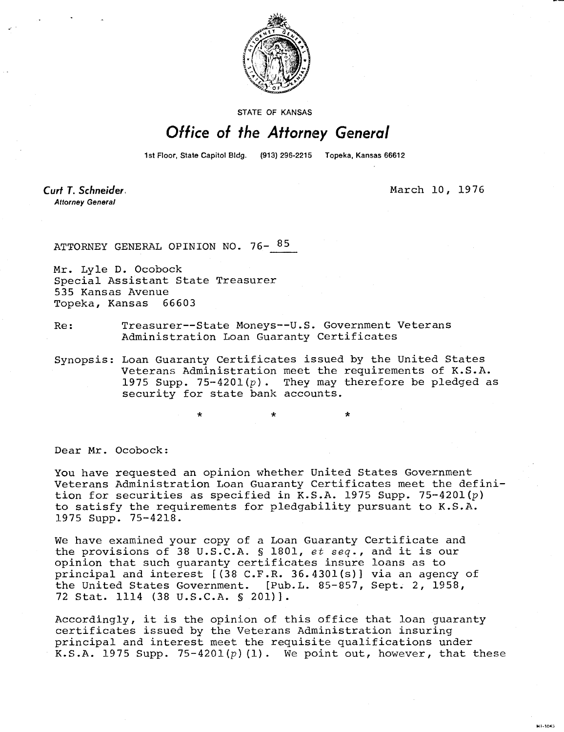STATE OF KANSAS

# Office of the Attorney General

1st Floor, State Capitol Bldg. (913) 296-2215 Topeka, Kansas 66612

**Curt T. Schneider**
*Attorney General*

March 10, 1976

ATTORNEY GENERAL OPINION NO. 76- 85

Mr. Lyle D. Ocobock
Special Assistant State Treasurer
535 Kansas Avenue
Topeka, Kansas 66603

Re: Treasurer--State Moneys--U.S. Government Veterans Administration Loan Guaranty Certificates

Synopsis: Loan Guaranty Certificates issued by the United States Veterans Administration meet the requirements of K.S.A. 1975 Supp. 75-4201(*p*). They may therefore be pledged as security for state bank accounts.

\* \* \*

Dear Mr. Ocobock:

You have requested an opinion whether United States Government Veterans Administration Loan Guaranty Certificates meet the definition for securities as specified in K.S.A. 1975 Supp. 75-4201(*p*) to satisfy the requirements for pledgability pursuant to K.S.A. 1975 Supp. 75-4218.

We have examined your copy of a Loan Guaranty Certificate and the provisions of 38 U.S.C.A. § 1801, *et seq.*, and it is our opinion that such guaranty certificates insure loans as to principal and interest [(38 C.F.R. 36.4301(s)] via an agency of the United States Government. [Pub.L. 85-857, Sept. 2, 1958, 72 Stat. 1114 (38 U.S.C.A. § 201)].

Accordingly, it is the opinion of this office that loan guaranty certificates issued by the Veterans Administration insuring principal and interest meet the requisite qualifications under K.S.A. 1975 Supp. 75-4201(*p*)(1). We point out, however, that these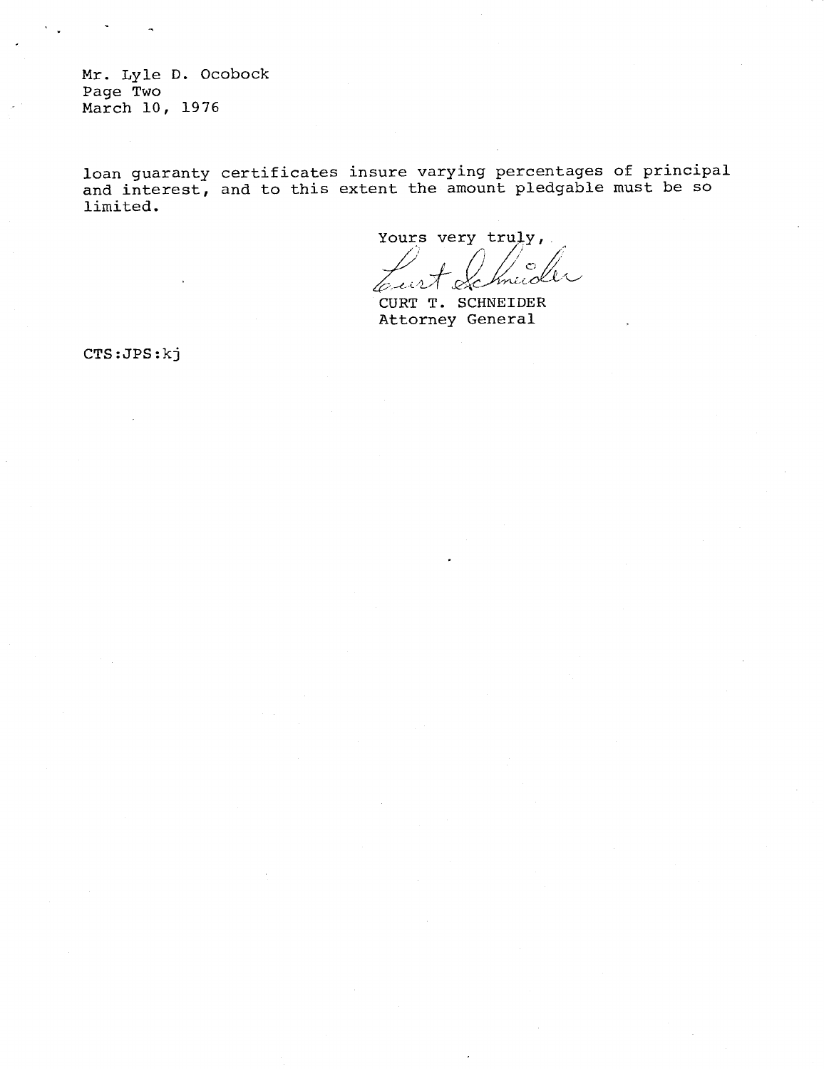Mr. Lyle D. Ocobock
Page Two
March 10, 1976

loan guaranty certificates insure varying percentages of principal and interest, and to this extent the amount pledgable must be so limited.

Yours very truly,

CURT T. SCHNEIDER
Attorney General

CTS:JPS:kj